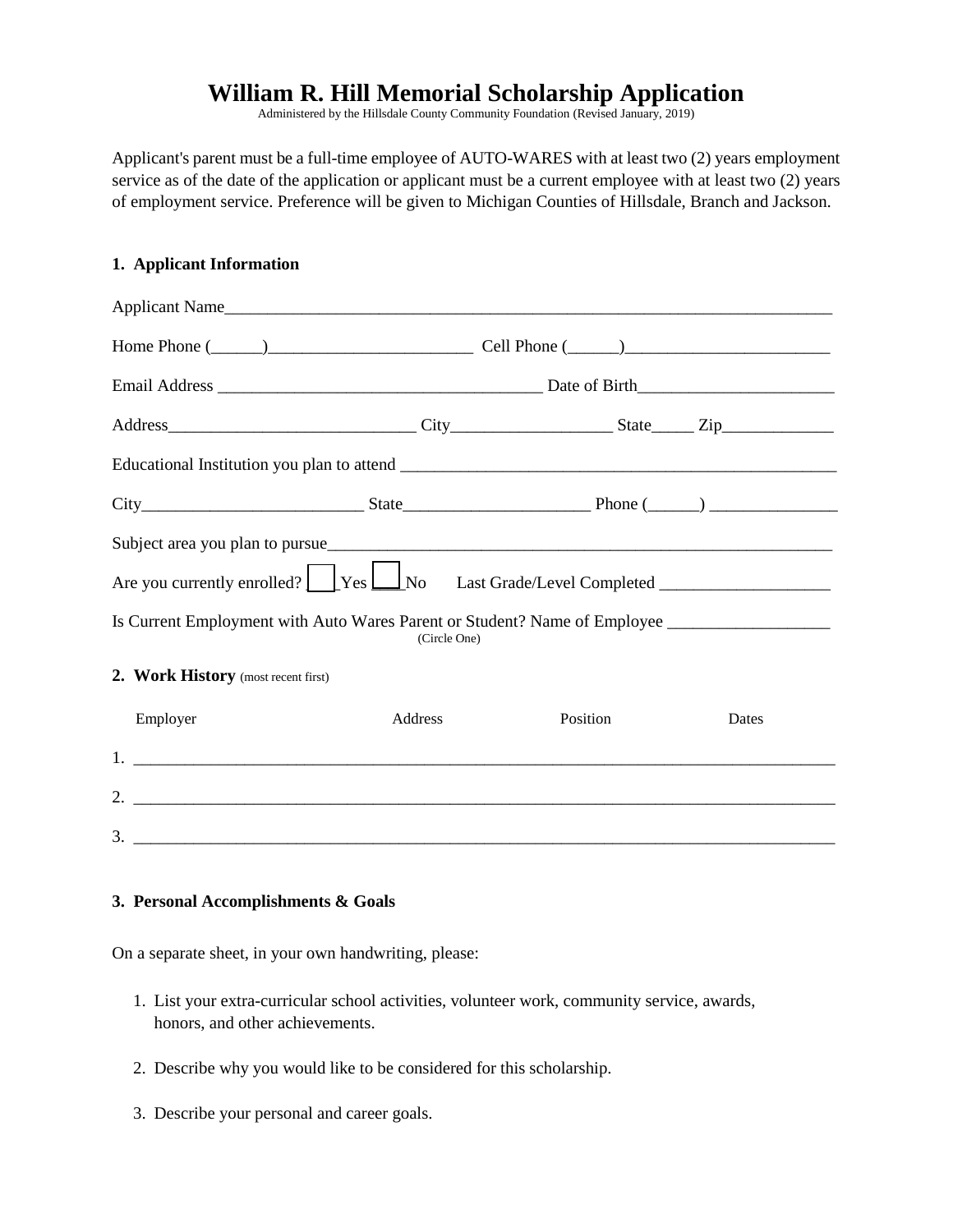# William R. Hill Memorial Scholarship Application

Administered by the Hillsdale County Community Foundation (Revised January, 2019)

Applicant's parent must be a full-time employee of AUTO-WARES with at least two (2) years employment service as of the date of the application or applicant must be a current employee with at least two (2) years of employment service. Preference will be given to Michigan Counties of Hillsdale, Branch and Jackson.

## 1. Applicant Information

Applicant Name_______________________________________________________________________

Home Phone (______)________________________ Cell Phone (______)________________________

Email Address ______________________________________ Date of Birth_______________________

Address_____________________________ City__________________ State_____ Zip_____________

Educational Institution you plan to attend ____________________________________________________

City_________________________ State_____________________ Phone (______) _______________

Subject area you plan to pursue_____________________________________________________________

Are you currently enrolled? ☐ Yes ☐ No Last Grade/Level Completed ____________________

Is Current Employment with Auto Wares Parent or Student? Name of Employee ___________________
(Circle One)

## 2. Work History (most recent first)

| Employer | Address | Position | Dates |
|---|---|---|---|
| 1. | | | |
| 2. | | | |
| 3. | | | |

## 3. Personal Accomplishments & Goals

On a separate sheet, in your own handwriting, please:

1. List your extra-curricular school activities, volunteer work, community service, awards, honors, and other achievements.
2. Describe why you would like to be considered for this scholarship.
3. Describe your personal and career goals.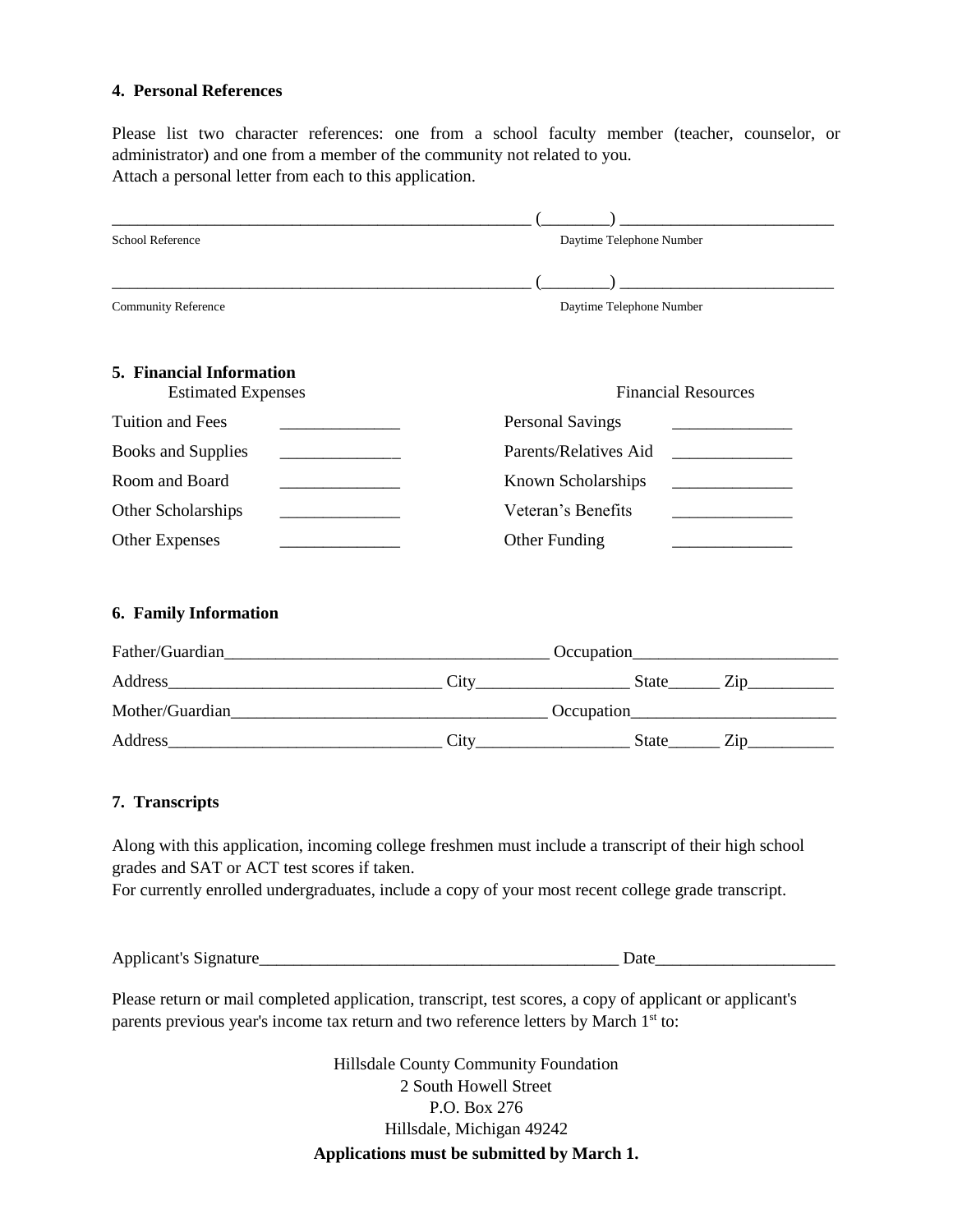#### 4. Personal References

Please list two character references: one from a school faculty member (teacher, counselor, or administrator) and one from a member of the community not related to you.
Attach a personal letter from each to this application.

_______________________________________________ (________) _________________________
School Reference Daytime Telephone Number

_______________________________________________ (________) _________________________
Community Reference Daytime Telephone Number

#### 5. Financial Information

| Estimated Expenses | | Financial Resources | |
|---|---|---|---|
| Tuition and Fees | ______________ | Personal Savings | ______________ |
| Books and Supplies | ______________ | Parents/Relatives Aid | ______________ |
| Room and Board | ______________ | Known Scholarships | ______________ |
| Other Scholarships | ______________ | Veteran's Benefits | ______________ |
| Other Expenses | ______________ | Other Funding | ______________ |

#### 6. Family Information

Father/Guardian______________________________________ Occupation________________________

Address________________________________ City_________________ State______ Zip__________

Mother/Guardian_____________________________________ Occupation________________________

Address________________________________ City_________________ State______ Zip__________

#### 7. Transcripts

Along with this application, incoming college freshmen must include a transcript of their high school grades and SAT or ACT test scores if taken.
For currently enrolled undergraduates, include a copy of your most recent college grade transcript.

Applicant's Signature__________________________________________ Date_____________________

Please return or mail completed application, transcript, test scores, a copy of applicant or applicant's parents previous year's income tax return and two reference letters by March 1st to:

Hillsdale County Community Foundation
2 South Howell Street
P.O. Box 276
Hillsdale, Michigan 49242

**Applications must be submitted by March 1.**